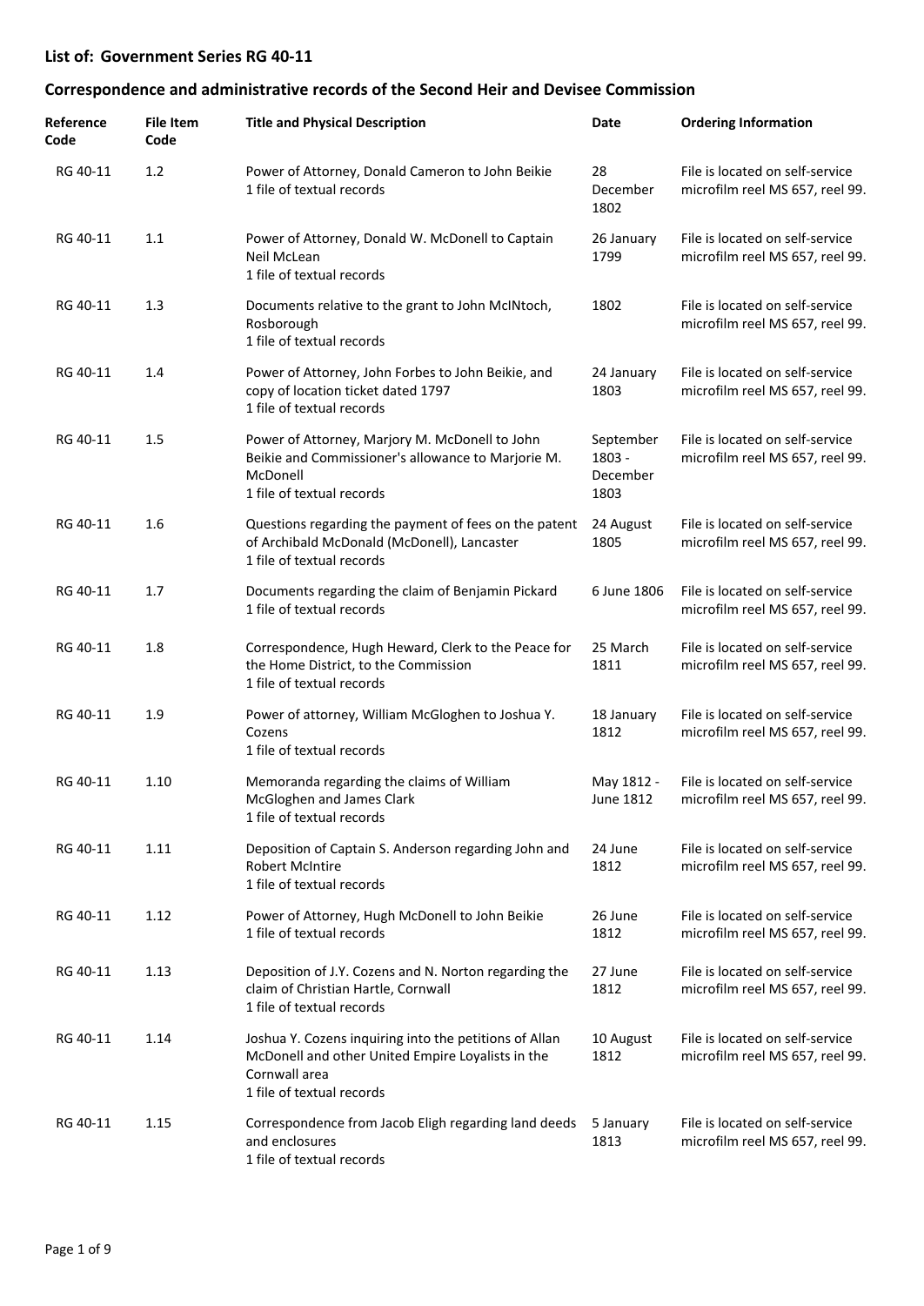**List of: Government Series RG 40-11**

**Correspondence and administrative records of the Second Heir and Devisee Commission**

| Reference Code | File Item Code | Title and Physical Description | Date | Ordering Information |
|---|---|---|---|---|
| RG 40-11 | 1.2 | Power of Attorney, Donald Cameron to John Beikie<br>1 file of textual records | 28 December 1802 | File is located on self-service microfilm reel MS 657, reel 99. |
| RG 40-11 | 1.1 | Power of Attorney, Donald W. McDonell to Captain Neil McLean<br>1 file of textual records | 26 January 1799 | File is located on self-service microfilm reel MS 657, reel 99. |
| RG 40-11 | 1.3 | Documents relative to the grant to John McINtoch, Rosborough<br>1 file of textual records | 1802 | File is located on self-service microfilm reel MS 657, reel 99. |
| RG 40-11 | 1.4 | Power of Attorney, John Forbes to John Beikie, and copy of location ticket dated 1797<br>1 file of textual records | 24 January 1803 | File is located on self-service microfilm reel MS 657, reel 99. |
| RG 40-11 | 1.5 | Power of Attorney, Marjory M. McDonell to John Beikie and Commissioner's allowance to Marjorie M. McDonell<br>1 file of textual records | September 1803 - December 1803 | File is located on self-service microfilm reel MS 657, reel 99. |
| RG 40-11 | 1.6 | Questions regarding the payment of fees on the patent of Archibald McDonald (McDonell), Lancaster<br>1 file of textual records | 24 August 1805 | File is located on self-service microfilm reel MS 657, reel 99. |
| RG 40-11 | 1.7 | Documents regarding the claim of Benjamin Pickard<br>1 file of textual records | 6 June 1806 | File is located on self-service microfilm reel MS 657, reel 99. |
| RG 40-11 | 1.8 | Correspondence, Hugh Heward, Clerk to the Peace for the Home District, to the Commission<br>1 file of textual records | 25 March 1811 | File is located on self-service microfilm reel MS 657, reel 99. |
| RG 40-11 | 1.9 | Power of attorney, William McGloghen to Joshua Y. Cozens<br>1 file of textual records | 18 January 1812 | File is located on self-service microfilm reel MS 657, reel 99. |
| RG 40-11 | 1.10 | Memoranda regarding the claims of William McGloghen and James Clark<br>1 file of textual records | May 1812 - June 1812 | File is located on self-service microfilm reel MS 657, reel 99. |
| RG 40-11 | 1.11 | Deposition of Captain S. Anderson regarding John and Robert McIntire<br>1 file of textual records | 24 June 1812 | File is located on self-service microfilm reel MS 657, reel 99. |
| RG 40-11 | 1.12 | Power of Attorney, Hugh McDonell to John Beikie<br>1 file of textual records | 26 June 1812 | File is located on self-service microfilm reel MS 657, reel 99. |
| RG 40-11 | 1.13 | Deposition of J.Y. Cozens and N. Norton regarding the claim of Christian Hartle, Cornwall<br>1 file of textual records | 27 June 1812 | File is located on self-service microfilm reel MS 657, reel 99. |
| RG 40-11 | 1.14 | Joshua Y. Cozens inquiring into the petitions of Allan McDonell and other United Empire Loyalists in the Cornwall area<br>1 file of textual records | 10 August 1812 | File is located on self-service microfilm reel MS 657, reel 99. |
| RG 40-11 | 1.15 | Correspondence from Jacob Eligh regarding land deeds and enclosures<br>1 file of textual records | 5 January 1813 | File is located on self-service microfilm reel MS 657, reel 99. |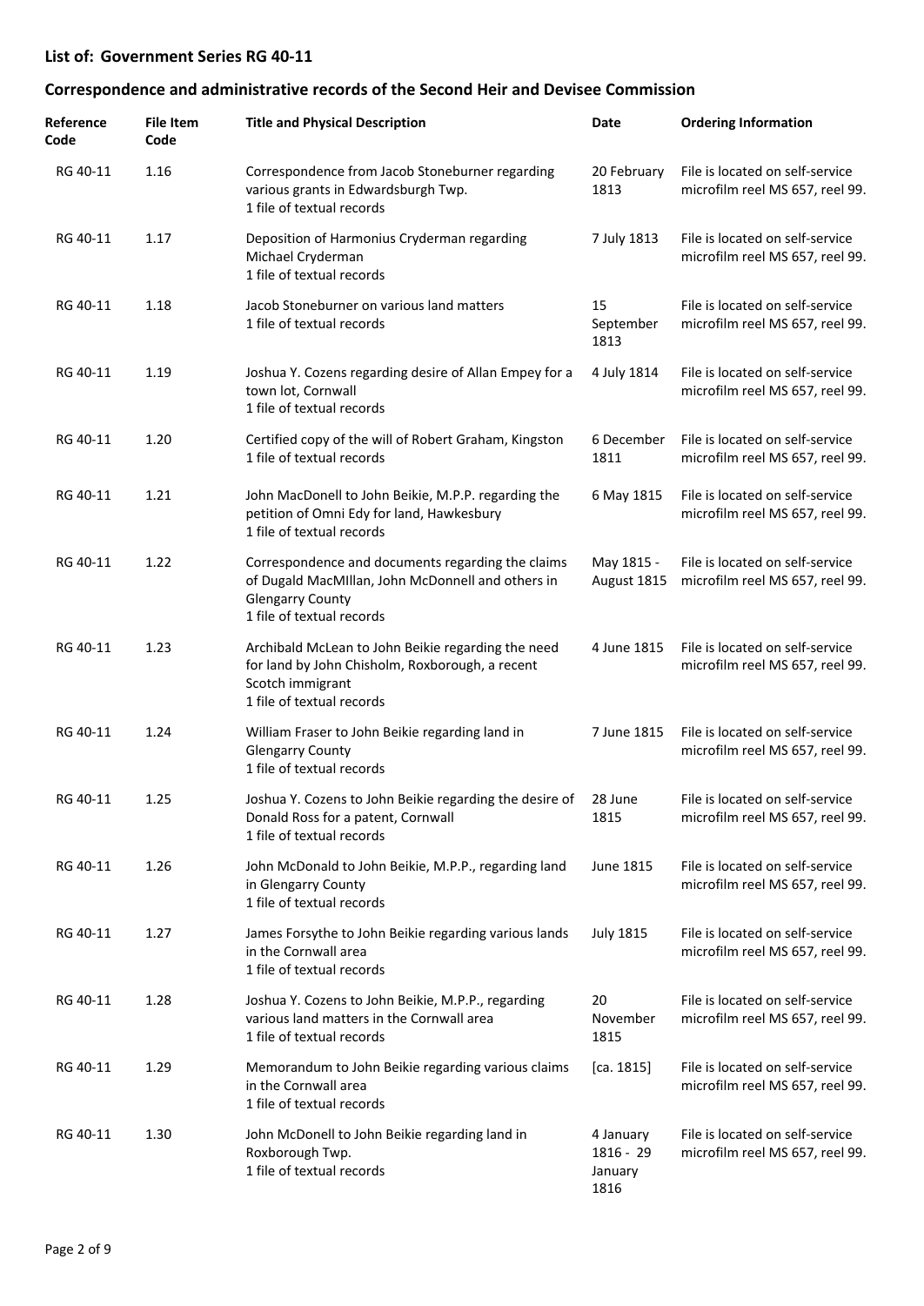## List of: Government Series RG 40-11

## Correspondence and administrative records of the Second Heir and Devisee Commission

| Reference Code | File Item Code | Title and Physical Description | Date | Ordering Information |
|---|---|---|---|---|
| RG 40-11 | 1.16 | Correspondence from Jacob Stoneburner regarding various grants in Edwardsburgh Twp.<br>1 file of textual records | 20 February 1813 | File is located on self-service microfilm reel MS 657, reel 99. |
| RG 40-11 | 1.17 | Deposition of Harmonius Cryderman regarding Michael Cryderman<br>1 file of textual records | 7 July 1813 | File is located on self-service microfilm reel MS 657, reel 99. |
| RG 40-11 | 1.18 | Jacob Stoneburner on various land matters<br>1 file of textual records | 15 September 1813 | File is located on self-service microfilm reel MS 657, reel 99. |
| RG 40-11 | 1.19 | Joshua Y. Cozens regarding desire of Allan Empey for a town lot, Cornwall<br>1 file of textual records | 4 July 1814 | File is located on self-service microfilm reel MS 657, reel 99. |
| RG 40-11 | 1.20 | Certified copy of the will of Robert Graham, Kingston<br>1 file of textual records | 6 December 1811 | File is located on self-service microfilm reel MS 657, reel 99. |
| RG 40-11 | 1.21 | John MacDonell to John Beikie, M.P.P. regarding the petition of Omni Edy for land, Hawkesbury<br>1 file of textual records | 6 May 1815 | File is located on self-service microfilm reel MS 657, reel 99. |
| RG 40-11 | 1.22 | Correspondence and documents regarding the claims of Dugald MacMIllan, John McDonnell and others in Glengarry County<br>1 file of textual records | May 1815 - August 1815 | File is located on self-service microfilm reel MS 657, reel 99. |
| RG 40-11 | 1.23 | Archibald McLean to John Beikie regarding the need for land by John Chisholm, Roxborough, a recent Scotch immigrant<br>1 file of textual records | 4 June 1815 | File is located on self-service microfilm reel MS 657, reel 99. |
| RG 40-11 | 1.24 | William Fraser to John Beikie regarding land in Glengarry County<br>1 file of textual records | 7 June 1815 | File is located on self-service microfilm reel MS 657, reel 99. |
| RG 40-11 | 1.25 | Joshua Y. Cozens to John Beikie regarding the desire of Donald Ross for a patent, Cornwall<br>1 file of textual records | 28 June 1815 | File is located on self-service microfilm reel MS 657, reel 99. |
| RG 40-11 | 1.26 | John McDonald to John Beikie, M.P.P., regarding land in Glengarry County<br>1 file of textual records | June 1815 | File is located on self-service microfilm reel MS 657, reel 99. |
| RG 40-11 | 1.27 | James Forsythe to John Beikie regarding various lands in the Cornwall area<br>1 file of textual records | July 1815 | File is located on self-service microfilm reel MS 657, reel 99. |
| RG 40-11 | 1.28 | Joshua Y. Cozens to John Beikie, M.P.P., regarding various land matters in the Cornwall area<br>1 file of textual records | 20 November 1815 | File is located on self-service microfilm reel MS 657, reel 99. |
| RG 40-11 | 1.29 | Memorandum to John Beikie regarding various claims in the Cornwall area<br>1 file of textual records | [ca. 1815] | File is located on self-service microfilm reel MS 657, reel 99. |
| RG 40-11 | 1.30 | John McDonell to John Beikie regarding land in Roxborough Twp.<br>1 file of textual records | 4 January 1816 - 29 January 1816 | File is located on self-service microfilm reel MS 657, reel 99. |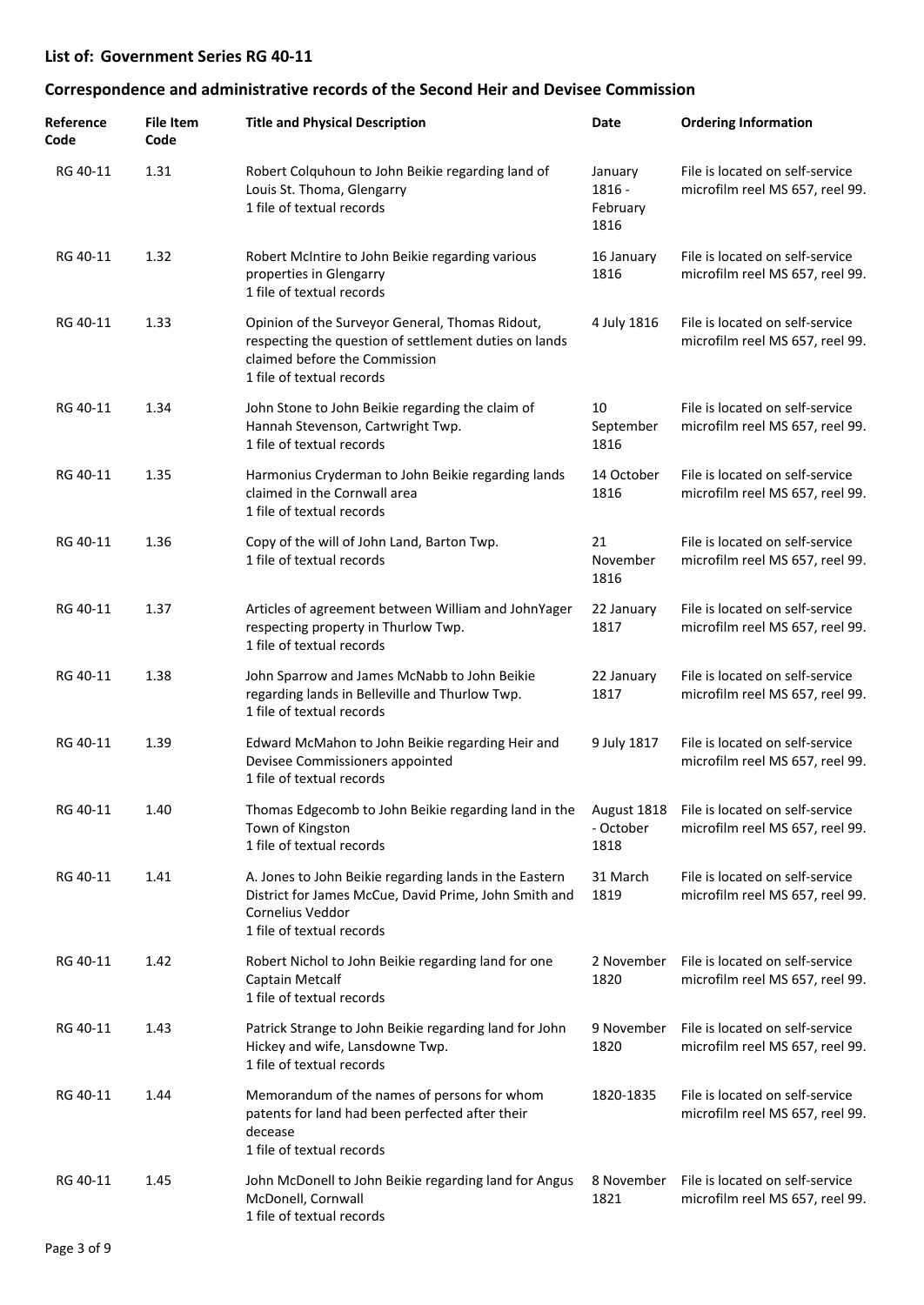**List of: Government Series RG 40-11**

**Correspondence and administrative records of the Second Heir and Devisee Commission**

| Reference Code | File Item Code | Title and Physical Description | Date | Ordering Information |
|---|---|---|---|---|
| RG 40-11 | 1.31 | Robert Colquhoun to John Beikie regarding land of Louis St. Thoma, Glengarry<br>1 file of textual records | January 1816 - February 1816 | File is located on self-service microfilm reel MS 657, reel 99. |
| RG 40-11 | 1.32 | Robert McIntire to John Beikie regarding various properties in Glengarry<br>1 file of textual records | 16 January 1816 | File is located on self-service microfilm reel MS 657, reel 99. |
| RG 40-11 | 1.33 | Opinion of the Surveyor General, Thomas Ridout, respecting the question of settlement duties on lands claimed before the Commission<br>1 file of textual records | 4 July 1816 | File is located on self-service microfilm reel MS 657, reel 99. |
| RG 40-11 | 1.34 | John Stone to John Beikie regarding the claim of Hannah Stevenson, Cartwright Twp.<br>1 file of textual records | 10 September 1816 | File is located on self-service microfilm reel MS 657, reel 99. |
| RG 40-11 | 1.35 | Harmonius Cryderman to John Beikie regarding lands claimed in the Cornwall area<br>1 file of textual records | 14 October 1816 | File is located on self-service microfilm reel MS 657, reel 99. |
| RG 40-11 | 1.36 | Copy of the will of John Land, Barton Twp.<br>1 file of textual records | 21 November 1816 | File is located on self-service microfilm reel MS 657, reel 99. |
| RG 40-11 | 1.37 | Articles of agreement between William and JohnYager respecting property in Thurlow Twp.<br>1 file of textual records | 22 January 1817 | File is located on self-service microfilm reel MS 657, reel 99. |
| RG 40-11 | 1.38 | John Sparrow and James McNabb to John Beikie regarding lands in Belleville and Thurlow Twp.<br>1 file of textual records | 22 January 1817 | File is located on self-service microfilm reel MS 657, reel 99. |
| RG 40-11 | 1.39 | Edward McMahon to John Beikie regarding Heir and Devisee Commissioners appointed<br>1 file of textual records | 9 July 1817 | File is located on self-service microfilm reel MS 657, reel 99. |
| RG 40-11 | 1.40 | Thomas Edgecomb to John Beikie regarding land in the Town of Kingston<br>1 file of textual records | August 1818 - October 1818 | File is located on self-service microfilm reel MS 657, reel 99. |
| RG 40-11 | 1.41 | A. Jones to John Beikie regarding lands in the Eastern District for James McCue, David Prime, John Smith and Cornelius Veddor<br>1 file of textual records | 31 March 1819 | File is located on self-service microfilm reel MS 657, reel 99. |
| RG 40-11 | 1.42 | Robert Nichol to John Beikie regarding land for one Captain Metcalf<br>1 file of textual records | 2 November 1820 | File is located on self-service microfilm reel MS 657, reel 99. |
| RG 40-11 | 1.43 | Patrick Strange to John Beikie regarding land for John Hickey and wife, Lansdowne Twp.<br>1 file of textual records | 9 November 1820 | File is located on self-service microfilm reel MS 657, reel 99. |
| RG 40-11 | 1.44 | Memorandum of the names of persons for whom patents for land had been perfected after their decease<br>1 file of textual records | 1820-1835 | File is located on self-service microfilm reel MS 657, reel 99. |
| RG 40-11 | 1.45 | John McDonell to John Beikie regarding land for Angus McDonell, Cornwall<br>1 file of textual records | 8 November 1821 | File is located on self-service microfilm reel MS 657, reel 99. |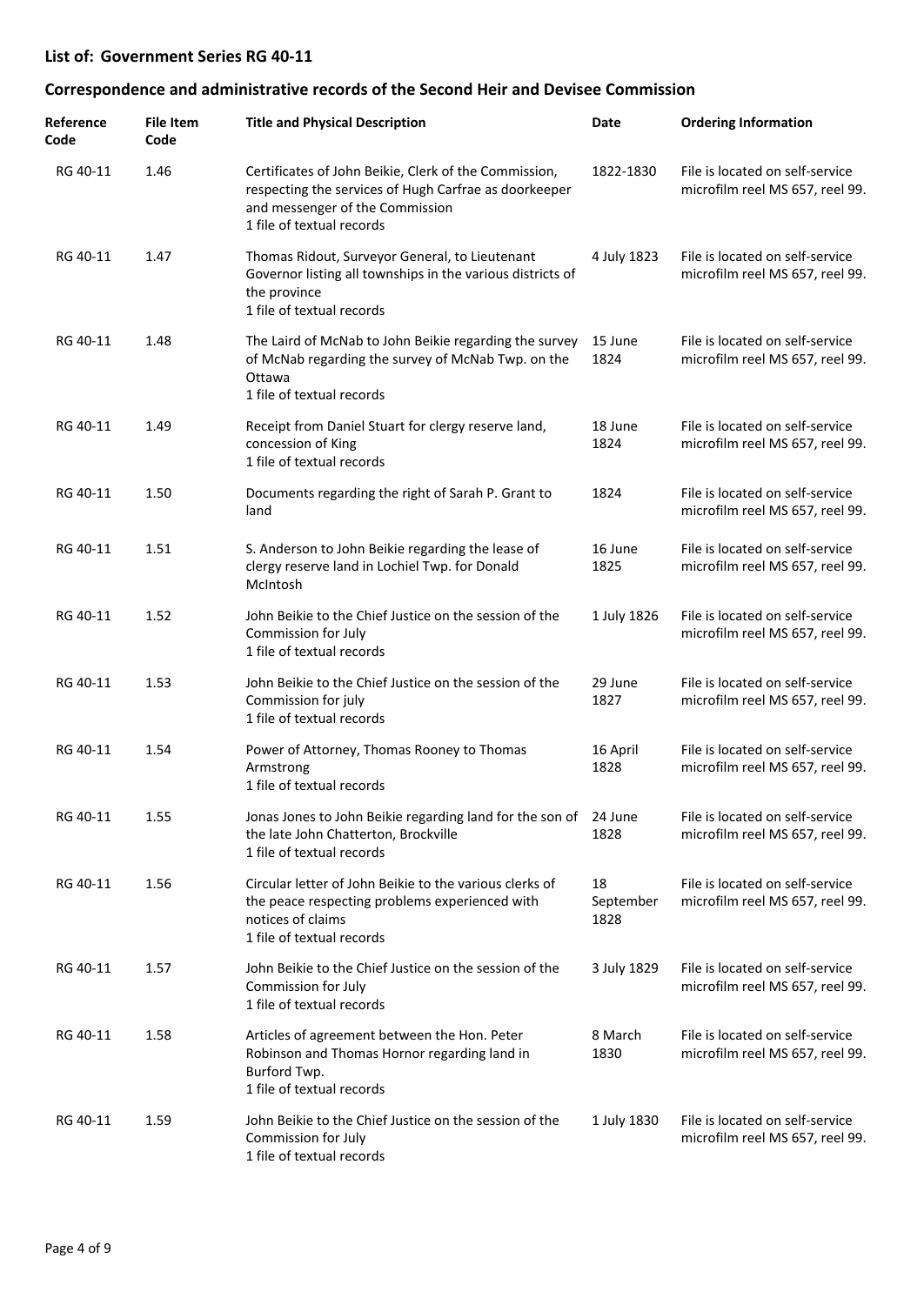## List of: Government Series RG 40-11

## Correspondence and administrative records of the Second Heir and Devisee Commission

| Reference Code | File Item Code | Title and Physical Description | Date | Ordering Information |
|---|---|---|---|---|
| RG 40-11 | 1.46 | Certificates of John Beikie, Clerk of the Commission, respecting the services of Hugh Carfrae as doorkeeper and messenger of the Commission<br>1 file of textual records | 1822-1830 | File is located on self-service microfilm reel MS 657, reel 99. |
| RG 40-11 | 1.47 | Thomas Ridout, Surveyor General, to Lieutenant Governor listing all townships in the various districts of the province<br>1 file of textual records | 4 July 1823 | File is located on self-service microfilm reel MS 657, reel 99. |
| RG 40-11 | 1.48 | The Laird of McNab to John Beikie regarding the survey of McNab regarding the survey of McNab Twp. on the Ottawa<br>1 file of textual records | 15 June 1824 | File is located on self-service microfilm reel MS 657, reel 99. |
| RG 40-11 | 1.49 | Receipt from Daniel Stuart for clergy reserve land, concession of King<br>1 file of textual records | 18 June 1824 | File is located on self-service microfilm reel MS 657, reel 99. |
| RG 40-11 | 1.50 | Documents regarding the right of Sarah P. Grant to land | 1824 | File is located on self-service microfilm reel MS 657, reel 99. |
| RG 40-11 | 1.51 | S. Anderson to John Beikie regarding the lease of clergy reserve land in Lochiel Twp. for Donald McIntosh | 16 June 1825 | File is located on self-service microfilm reel MS 657, reel 99. |
| RG 40-11 | 1.52 | John Beikie to the Chief Justice on the session of the Commission for July<br>1 file of textual records | 1 July 1826 | File is located on self-service microfilm reel MS 657, reel 99. |
| RG 40-11 | 1.53 | John Beikie to the Chief Justice on the session of the Commission for july<br>1 file of textual records | 29 June 1827 | File is located on self-service microfilm reel MS 657, reel 99. |
| RG 40-11 | 1.54 | Power of Attorney, Thomas Rooney to Thomas Armstrong<br>1 file of textual records | 16 April 1828 | File is located on self-service microfilm reel MS 657, reel 99. |
| RG 40-11 | 1.55 | Jonas Jones to John Beikie regarding land for the son of the late John Chatterton, Brockville<br>1 file of textual records | 24 June 1828 | File is located on self-service microfilm reel MS 657, reel 99. |
| RG 40-11 | 1.56 | Circular letter of John Beikie to the various clerks of the peace respecting problems experienced with notices of claims<br>1 file of textual records | 18 September 1828 | File is located on self-service microfilm reel MS 657, reel 99. |
| RG 40-11 | 1.57 | John Beikie to the Chief Justice on the session of the Commission for July<br>1 file of textual records | 3 July 1829 | File is located on self-service microfilm reel MS 657, reel 99. |
| RG 40-11 | 1.58 | Articles of agreement between the Hon. Peter Robinson and Thomas Hornor regarding land in Burford Twp.<br>1 file of textual records | 8 March 1830 | File is located on self-service microfilm reel MS 657, reel 99. |
| RG 40-11 | 1.59 | John Beikie to the Chief Justice on the session of the Commission for July<br>1 file of textual records | 1 July 1830 | File is located on self-service microfilm reel MS 657, reel 99. |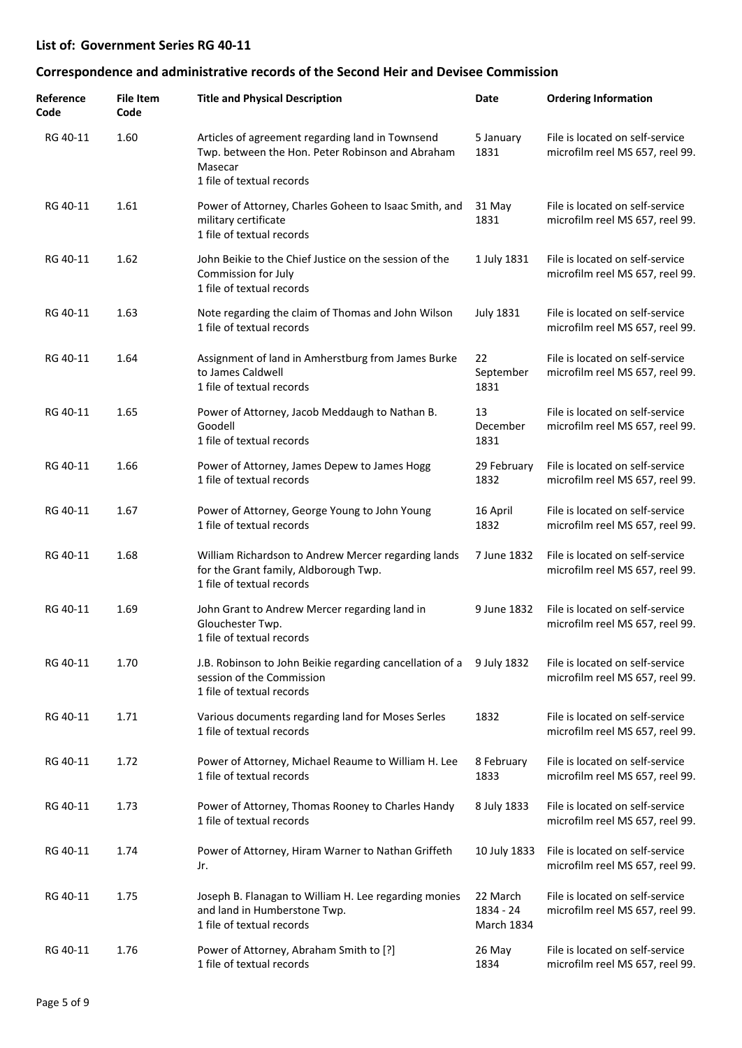## List of: Government Series RG 40-11

## Correspondence and administrative records of the Second Heir and Devisee Commission

| Reference Code | File Item Code | Title and Physical Description | Date | Ordering Information |
|---|---|---|---|---|
| RG 40-11 | 1.60 | Articles of agreement regarding land in Townsend Twp. between the Hon. Peter Robinson and Abraham Masecar<br>1 file of textual records | 5 January 1831 | File is located on self-service microfilm reel MS 657, reel 99. |
| RG 40-11 | 1.61 | Power of Attorney, Charles Goheen to Isaac Smith, and military certificate<br>1 file of textual records | 31 May 1831 | File is located on self-service microfilm reel MS 657, reel 99. |
| RG 40-11 | 1.62 | John Beikie to the Chief Justice on the session of the Commission for July<br>1 file of textual records | 1 July 1831 | File is located on self-service microfilm reel MS 657, reel 99. |
| RG 40-11 | 1.63 | Note regarding the claim of Thomas and John Wilson<br>1 file of textual records | July 1831 | File is located on self-service microfilm reel MS 657, reel 99. |
| RG 40-11 | 1.64 | Assignment of land in Amherstburg from James Burke to James Caldwell<br>1 file of textual records | 22 September 1831 | File is located on self-service microfilm reel MS 657, reel 99. |
| RG 40-11 | 1.65 | Power of Attorney, Jacob Meddaugh to Nathan B. Goodell<br>1 file of textual records | 13 December 1831 | File is located on self-service microfilm reel MS 657, reel 99. |
| RG 40-11 | 1.66 | Power of Attorney, James Depew to James Hogg<br>1 file of textual records | 29 February 1832 | File is located on self-service microfilm reel MS 657, reel 99. |
| RG 40-11 | 1.67 | Power of Attorney, George Young to John Young<br>1 file of textual records | 16 April 1832 | File is located on self-service microfilm reel MS 657, reel 99. |
| RG 40-11 | 1.68 | William Richardson to Andrew Mercer regarding lands for the Grant family, Aldborough Twp.<br>1 file of textual records | 7 June 1832 | File is located on self-service microfilm reel MS 657, reel 99. |
| RG 40-11 | 1.69 | John Grant to Andrew Mercer regarding land in Glouchester Twp.<br>1 file of textual records | 9 June 1832 | File is located on self-service microfilm reel MS 657, reel 99. |
| RG 40-11 | 1.70 | J.B. Robinson to John Beikie regarding cancellation of a session of the Commission<br>1 file of textual records | 9 July 1832 | File is located on self-service microfilm reel MS 657, reel 99. |
| RG 40-11 | 1.71 | Various documents regarding land for Moses Serles<br>1 file of textual records | 1832 | File is located on self-service microfilm reel MS 657, reel 99. |
| RG 40-11 | 1.72 | Power of Attorney, Michael Reaume to William H. Lee<br>1 file of textual records | 8 February 1833 | File is located on self-service microfilm reel MS 657, reel 99. |
| RG 40-11 | 1.73 | Power of Attorney, Thomas Rooney to Charles Handy<br>1 file of textual records | 8 July 1833 | File is located on self-service microfilm reel MS 657, reel 99. |
| RG 40-11 | 1.74 | Power of Attorney, Hiram Warner to Nathan Griffeth Jr. | 10 July 1833 | File is located on self-service microfilm reel MS 657, reel 99. |
| RG 40-11 | 1.75 | Joseph B. Flanagan to William H. Lee regarding monies and land in Humberstone Twp.<br>1 file of textual records | 22 March 1834 - 24 March 1834 | File is located on self-service microfilm reel MS 657, reel 99. |
| RG 40-11 | 1.76 | Power of Attorney, Abraham Smith to [?]<br>1 file of textual records | 26 May 1834 | File is located on self-service microfilm reel MS 657, reel 99. |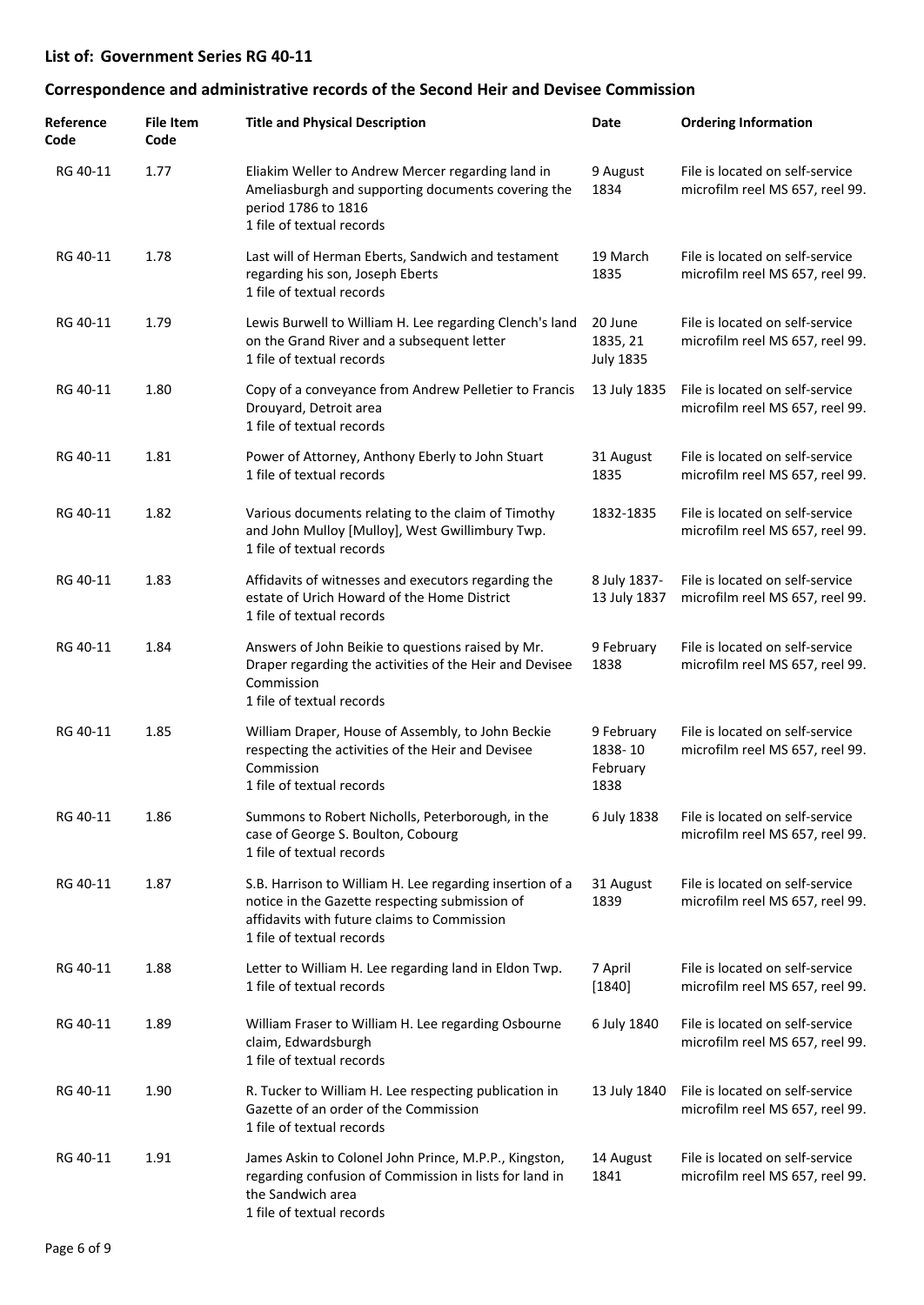## List of: Government Series RG 40-11

## Correspondence and administrative records of the Second Heir and Devisee Commission

| Reference Code | File Item Code | Title and Physical Description | Date | Ordering Information |
|---|---|---|---|---|
| RG 40-11 | 1.77 | Eliakim Weller to Andrew Mercer regarding land in Ameliasburgh and supporting documents covering the period 1786 to 1816<br>1 file of textual records | 9 August 1834 | File is located on self-service microfilm reel MS 657, reel 99. |
| RG 40-11 | 1.78 | Last will of Herman Eberts, Sandwich and testament regarding his son, Joseph Eberts<br>1 file of textual records | 19 March 1835 | File is located on self-service microfilm reel MS 657, reel 99. |
| RG 40-11 | 1.79 | Lewis Burwell to William H. Lee regarding Clench's land on the Grand River and a subsequent letter<br>1 file of textual records | 20 June 1835, 21 July 1835 | File is located on self-service microfilm reel MS 657, reel 99. |
| RG 40-11 | 1.80 | Copy of a conveyance from Andrew Pelletier to Francis Drouyard, Detroit area<br>1 file of textual records | 13 July 1835 | File is located on self-service microfilm reel MS 657, reel 99. |
| RG 40-11 | 1.81 | Power of Attorney, Anthony Eberly to John Stuart<br>1 file of textual records | 31 August 1835 | File is located on self-service microfilm reel MS 657, reel 99. |
| RG 40-11 | 1.82 | Various documents relating to the claim of Timothy and John Mulloy [Mulloy], West Gwillimbury Twp.<br>1 file of textual records | 1832-1835 | File is located on self-service microfilm reel MS 657, reel 99. |
| RG 40-11 | 1.83 | Affidavits of witnesses and executors regarding the estate of Urich Howard of the Home District<br>1 file of textual records | 8 July 1837-13 July 1837 | File is located on self-service microfilm reel MS 657, reel 99. |
| RG 40-11 | 1.84 | Answers of John Beikie to questions raised by Mr. Draper regarding the activities of the Heir and Devisee Commission<br>1 file of textual records | 9 February 1838 | File is located on self-service microfilm reel MS 657, reel 99. |
| RG 40-11 | 1.85 | William Draper, House of Assembly, to John Beckie respecting the activities of the Heir and Devisee Commission<br>1 file of textual records | 9 February 1838- 10 February 1838 | File is located on self-service microfilm reel MS 657, reel 99. |
| RG 40-11 | 1.86 | Summons to Robert Nicholls, Peterborough, in the case of George S. Boulton, Cobourg<br>1 file of textual records | 6 July 1838 | File is located on self-service microfilm reel MS 657, reel 99. |
| RG 40-11 | 1.87 | S.B. Harrison to William H. Lee regarding insertion of a notice in the Gazette respecting submission of affidavits with future claims to Commission<br>1 file of textual records | 31 August 1839 | File is located on self-service microfilm reel MS 657, reel 99. |
| RG 40-11 | 1.88 | Letter to William H. Lee regarding land in Eldon Twp.<br>1 file of textual records | 7 April [1840] | File is located on self-service microfilm reel MS 657, reel 99. |
| RG 40-11 | 1.89 | William Fraser to William H. Lee regarding Osbourne claim, Edwardsburgh<br>1 file of textual records | 6 July 1840 | File is located on self-service microfilm reel MS 657, reel 99. |
| RG 40-11 | 1.90 | R. Tucker to William H. Lee respecting publication in Gazette of an order of the Commission<br>1 file of textual records | 13 July 1840 | File is located on self-service microfilm reel MS 657, reel 99. |
| RG 40-11 | 1.91 | James Askin to Colonel John Prince, M.P.P., Kingston, regarding confusion of Commission in lists for land in the Sandwich area<br>1 file of textual records | 14 August 1841 | File is located on self-service microfilm reel MS 657, reel 99. |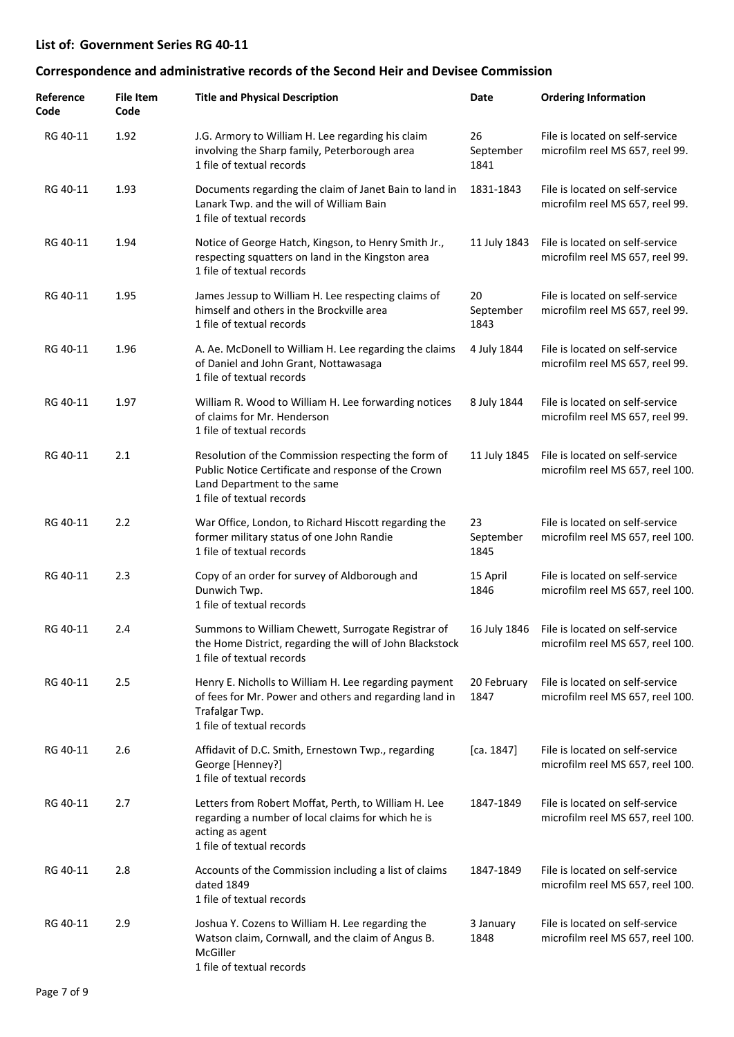**List of: Government Series RG 40-11**

**Correspondence and administrative records of the Second Heir and Devisee Commission**

| Reference Code | File Item Code | Title and Physical Description | Date | Ordering Information |
|---|---|---|---|---|
| RG 40-11 | 1.92 | J.G. Armory to William H. Lee regarding his claim involving the Sharp family, Peterborough area<br>1 file of textual records | 26 September 1841 | File is located on self-service microfilm reel MS 657, reel 99. |
| RG 40-11 | 1.93 | Documents regarding the claim of Janet Bain to land in Lanark Twp. and the will of William Bain<br>1 file of textual records | 1831-1843 | File is located on self-service microfilm reel MS 657, reel 99. |
| RG 40-11 | 1.94 | Notice of George Hatch, Kingson, to Henry Smith Jr., respecting squatters on land in the Kingston area<br>1 file of textual records | 11 July 1843 | File is located on self-service microfilm reel MS 657, reel 99. |
| RG 40-11 | 1.95 | James Jessup to William H. Lee respecting claims of himself and others in the Brockville area<br>1 file of textual records | 20 September 1843 | File is located on self-service microfilm reel MS 657, reel 99. |
| RG 40-11 | 1.96 | A. Ae. McDonell to William H. Lee regarding the claims of Daniel and John Grant, Nottawasaga<br>1 file of textual records | 4 July 1844 | File is located on self-service microfilm reel MS 657, reel 99. |
| RG 40-11 | 1.97 | William R. Wood to William H. Lee forwarding notices of claims for Mr. Henderson<br>1 file of textual records | 8 July 1844 | File is located on self-service microfilm reel MS 657, reel 99. |
| RG 40-11 | 2.1 | Resolution of the Commission respecting the form of Public Notice Certificate and response of the Crown Land Department to the same<br>1 file of textual records | 11 July 1845 | File is located on self-service microfilm reel MS 657, reel 100. |
| RG 40-11 | 2.2 | War Office, London, to Richard Hiscott regarding the former military status of one John Randie<br>1 file of textual records | 23 September 1845 | File is located on self-service microfilm reel MS 657, reel 100. |
| RG 40-11 | 2.3 | Copy of an order for survey of Aldborough and Dunwich Twp.<br>1 file of textual records | 15 April 1846 | File is located on self-service microfilm reel MS 657, reel 100. |
| RG 40-11 | 2.4 | Summons to William Chewett, Surrogate Registrar of the Home District, regarding the will of John Blackstock<br>1 file of textual records | 16 July 1846 | File is located on self-service microfilm reel MS 657, reel 100. |
| RG 40-11 | 2.5 | Henry E. Nicholls to William H. Lee regarding payment of fees for Mr. Power and others and regarding land in Trafalgar Twp.<br>1 file of textual records | 20 February 1847 | File is located on self-service microfilm reel MS 657, reel 100. |
| RG 40-11 | 2.6 | Affidavit of D.C. Smith, Ernestown Twp., regarding George [Henney?]<br>1 file of textual records | [ca. 1847] | File is located on self-service microfilm reel MS 657, reel 100. |
| RG 40-11 | 2.7 | Letters from Robert Moffat, Perth, to William H. Lee regarding a number of local claims for which he is acting as agent<br>1 file of textual records | 1847-1849 | File is located on self-service microfilm reel MS 657, reel 100. |
| RG 40-11 | 2.8 | Accounts of the Commission including a list of claims dated 1849<br>1 file of textual records | 1847-1849 | File is located on self-service microfilm reel MS 657, reel 100. |
| RG 40-11 | 2.9 | Joshua Y. Cozens to William H. Lee regarding the Watson claim, Cornwall, and the claim of Angus B. McGiller<br>1 file of textual records | 3 January 1848 | File is located on self-service microfilm reel MS 657, reel 100. |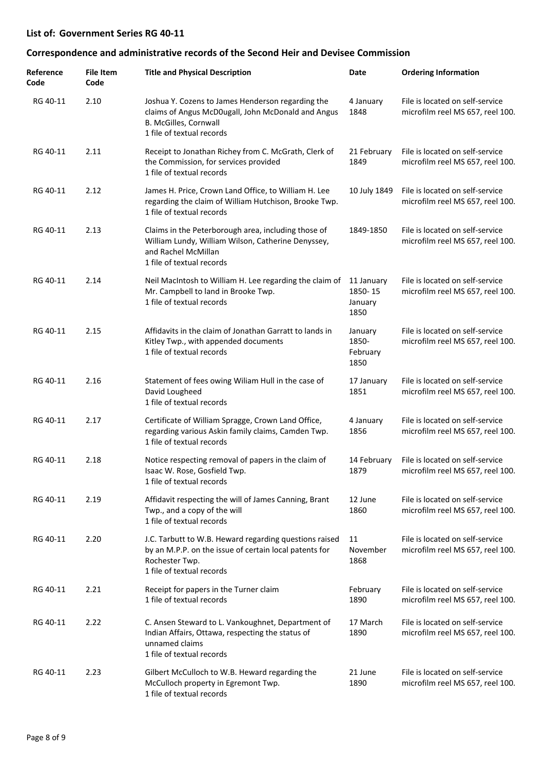**List of: Government Series RG 40-11**

**Correspondence and administrative records of the Second Heir and Devisee Commission**

| Reference Code | File Item Code | Title and Physical Description | Date | Ordering Information |
|---|---|---|---|---|
| RG 40-11 | 2.10 | Joshua Y. Cozens to James Henderson regarding the claims of Angus McD0ugall, John McDonald and Angus B. McGilles, Cornwall<br>1 file of textual records | 4 January 1848 | File is located on self-service microfilm reel MS 657, reel 100. |
| RG 40-11 | 2.11 | Receipt to Jonathan Richey from C. McGrath, Clerk of the Commission, for services provided<br>1 file of textual records | 21 February 1849 | File is located on self-service microfilm reel MS 657, reel 100. |
| RG 40-11 | 2.12 | James H. Price, Crown Land Office, to William H. Lee regarding the claim of William Hutchison, Brooke Twp.<br>1 file of textual records | 10 July 1849 | File is located on self-service microfilm reel MS 657, reel 100. |
| RG 40-11 | 2.13 | Claims in the Peterborough area, including those of William Lundy, William Wilson, Catherine Denyssey, and Rachel McMillan<br>1 file of textual records | 1849-1850 | File is located on self-service microfilm reel MS 657, reel 100. |
| RG 40-11 | 2.14 | Neil MacIntosh to William H. Lee regarding the claim of Mr. Campbell to land in Brooke Twp.<br>1 file of textual records | 11 January 1850- 15 January 1850 | File is located on self-service microfilm reel MS 657, reel 100. |
| RG 40-11 | 2.15 | Affidavits in the claim of Jonathan Garratt to lands in Kitley Twp., with appended documents<br>1 file of textual records | January 1850- February 1850 | File is located on self-service microfilm reel MS 657, reel 100. |
| RG 40-11 | 2.16 | Statement of fees owing Wiliam Hull in the case of David Lougheed<br>1 file of textual records | 17 January 1851 | File is located on self-service microfilm reel MS 657, reel 100. |
| RG 40-11 | 2.17 | Certificate of William Spragge, Crown Land Office, regarding various Askin family claims, Camden Twp.<br>1 file of textual records | 4 January 1856 | File is located on self-service microfilm reel MS 657, reel 100. |
| RG 40-11 | 2.18 | Notice respecting removal of papers in the claim of Isaac W. Rose, Gosfield Twp.<br>1 file of textual records | 14 February 1879 | File is located on self-service microfilm reel MS 657, reel 100. |
| RG 40-11 | 2.19 | Affidavit respecting the will of James Canning, Brant Twp., and a copy of the will<br>1 file of textual records | 12 June 1860 | File is located on self-service microfilm reel MS 657, reel 100. |
| RG 40-11 | 2.20 | J.C. Tarbutt to W.B. Heward regarding questions raised by an M.P.P. on the issue of certain local patents for Rochester Twp.<br>1 file of textual records | 11 November 1868 | File is located on self-service microfilm reel MS 657, reel 100. |
| RG 40-11 | 2.21 | Receipt for papers in the Turner claim<br>1 file of textual records | February 1890 | File is located on self-service microfilm reel MS 657, reel 100. |
| RG 40-11 | 2.22 | C. Ansen Steward to L. Vankoughnet, Department of Indian Affairs, Ottawa, respecting the status of unnamed claims<br>1 file of textual records | 17 March 1890 | File is located on self-service microfilm reel MS 657, reel 100. |
| RG 40-11 | 2.23 | Gilbert McCulloch to W.B. Heward regarding the McCulloch property in Egremont Twp.<br>1 file of textual records | 21 June 1890 | File is located on self-service microfilm reel MS 657, reel 100. |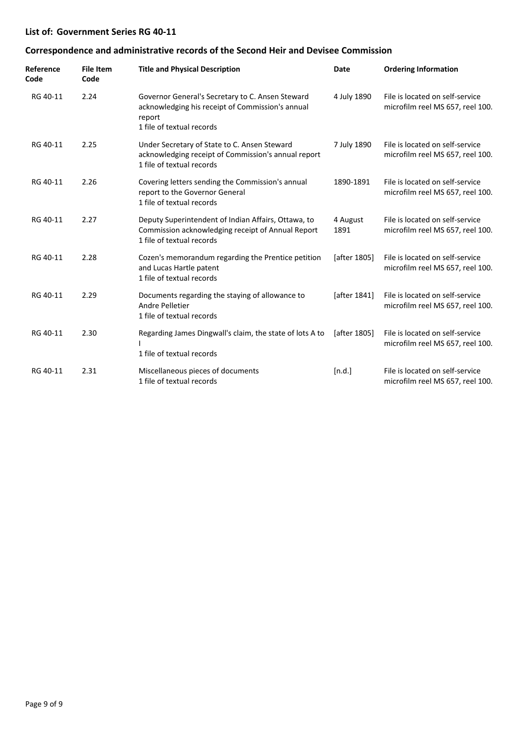## List of: Government Series RG 40-11

## Correspondence and administrative records of the Second Heir and Devisee Commission

| Reference Code | File Item Code | Title and Physical Description | Date | Ordering Information |
|---|---|---|---|---|
| RG 40-11 | 2.24 | Governor General's Secretary to C. Ansen Steward acknowledging his receipt of Commission's annual report<br>1 file of textual records | 4 July 1890 | File is located on self-service microfilm reel MS 657, reel 100. |
| RG 40-11 | 2.25 | Under Secretary of State to C. Ansen Steward acknowledging receipt of Commission's annual report<br>1 file of textual records | 7 July 1890 | File is located on self-service microfilm reel MS 657, reel 100. |
| RG 40-11 | 2.26 | Covering letters sending the Commission's annual report to the Governor General<br>1 file of textual records | 1890-1891 | File is located on self-service microfilm reel MS 657, reel 100. |
| RG 40-11 | 2.27 | Deputy Superintendent of Indian Affairs, Ottawa, to Commission acknowledging receipt of Annual Report<br>1 file of textual records | 4 August 1891 | File is located on self-service microfilm reel MS 657, reel 100. |
| RG 40-11 | 2.28 | Cozen's memorandum regarding the Prentice petition and Lucas Hartle patent<br>1 file of textual records | [after 1805] | File is located on self-service microfilm reel MS 657, reel 100. |
| RG 40-11 | 2.29 | Documents regarding the staying of allowance to Andre Pelletier<br>1 file of textual records | [after 1841] | File is located on self-service microfilm reel MS 657, reel 100. |
| RG 40-11 | 2.30 | Regarding James Dingwall's claim, the state of lots A to I<br>1 file of textual records | [after 1805] | File is located on self-service microfilm reel MS 657, reel 100. |
| RG 40-11 | 2.31 | Miscellaneous pieces of documents<br>1 file of textual records | [n.d.] | File is located on self-service microfilm reel MS 657, reel 100. |